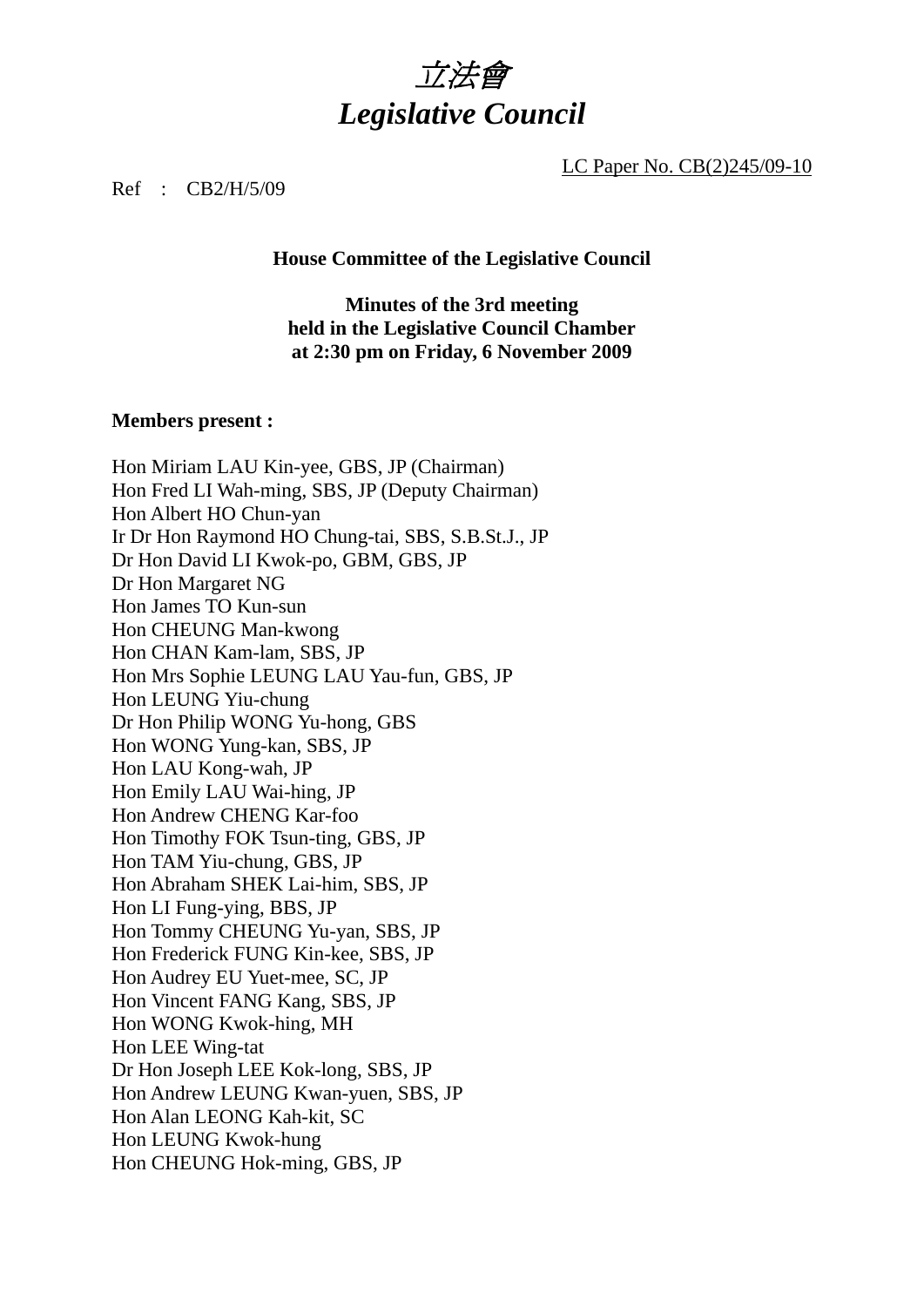# *立法會*
# *Legislative Council*

LC Paper No. CB(2)245/09-10

Ref : CB2/H/5/09

**House Committee of the Legislative Council**

**Minutes of the 3rd meeting held in the Legislative Council Chamber at 2:30 pm on Friday, 6 November 2009**

**Members present :**

Hon Miriam LAU Kin-yee, GBS, JP (Chairman)
Hon Fred LI Wah-ming, SBS, JP (Deputy Chairman)
Hon Albert HO Chun-yan
Ir Dr Hon Raymond HO Chung-tai, SBS, S.B.St.J., JP
Dr Hon David LI Kwok-po, GBM, GBS, JP
Dr Hon Margaret NG
Hon James TO Kun-sun
Hon CHEUNG Man-kwong
Hon CHAN Kam-lam, SBS, JP
Hon Mrs Sophie LEUNG LAU Yau-fun, GBS, JP
Hon LEUNG Yiu-chung
Dr Hon Philip WONG Yu-hong, GBS
Hon WONG Yung-kan, SBS, JP
Hon LAU Kong-wah, JP
Hon Emily LAU Wai-hing, JP
Hon Andrew CHENG Kar-foo
Hon Timothy FOK Tsun-ting, GBS, JP
Hon TAM Yiu-chung, GBS, JP
Hon Abraham SHEK Lai-him, SBS, JP
Hon LI Fung-ying, BBS, JP
Hon Tommy CHEUNG Yu-yan, SBS, JP
Hon Frederick FUNG Kin-kee, SBS, JP
Hon Audrey EU Yuet-mee, SC, JP
Hon Vincent FANG Kang, SBS, JP
Hon WONG Kwok-hing, MH
Hon LEE Wing-tat
Dr Hon Joseph LEE Kok-long, SBS, JP
Hon Andrew LEUNG Kwan-yuen, SBS, JP
Hon Alan LEONG Kah-kit, SC
Hon LEUNG Kwok-hung
Hon CHEUNG Hok-ming, GBS, JP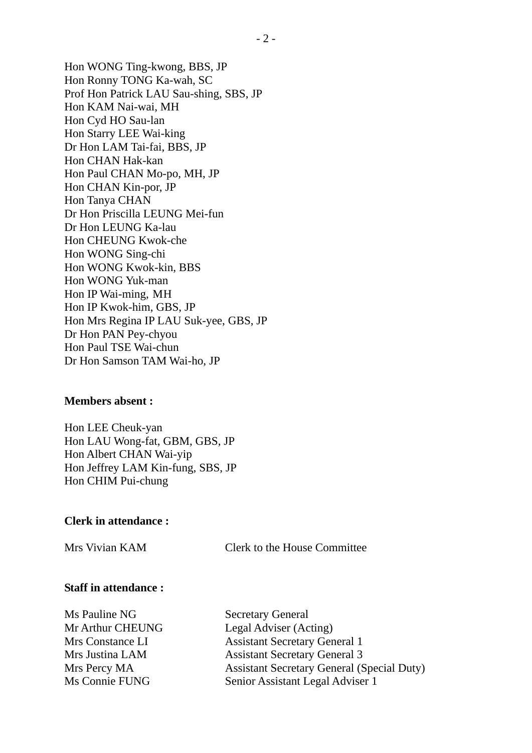Hon WONG Ting-kwong, BBS, JP
Hon Ronny TONG Ka-wah, SC
Prof Hon Patrick LAU Sau-shing, SBS, JP
Hon KAM Nai-wai, MH
Hon Cyd HO Sau-lan
Hon Starry LEE Wai-king
Dr Hon LAM Tai-fai, BBS, JP
Hon CHAN Hak-kan
Hon Paul CHAN Mo-po, MH, JP
Hon CHAN Kin-por, JP
Hon Tanya CHAN
Dr Hon Priscilla LEUNG Mei-fun
Dr Hon LEUNG Ka-lau
Hon CHEUNG Kwok-che
Hon WONG Sing-chi
Hon WONG Kwok-kin, BBS
Hon WONG Yuk-man
Hon IP Wai-ming, MH
Hon IP Kwok-him, GBS, JP
Hon Mrs Regina IP LAU Suk-yee, GBS, JP
Dr Hon PAN Pey-chyou
Hon Paul TSE Wai-chun
Dr Hon Samson TAM Wai-ho, JP

**Members absent :**

Hon LEE Cheuk-yan
Hon LAU Wong-fat, GBM, GBS, JP
Hon Albert CHAN Wai-yip
Hon Jeffrey LAM Kin-fung, SBS, JP
Hon CHIM Pui-chung

**Clerk in attendance :**

| | |
|---|---|
| Mrs Vivian KAM | Clerk to the House Committee |

**Staff in attendance :**

| | |
|---|---|
| Ms Pauline NG | Secretary General |
| Mr Arthur CHEUNG | Legal Adviser (Acting) |
| Mrs Constance LI | Assistant Secretary General 1 |
| Mrs Justina LAM | Assistant Secretary General 3 |
| Mrs Percy MA | Assistant Secretary General (Special Duty) |
| Ms Connie FUNG | Senior Assistant Legal Adviser 1 |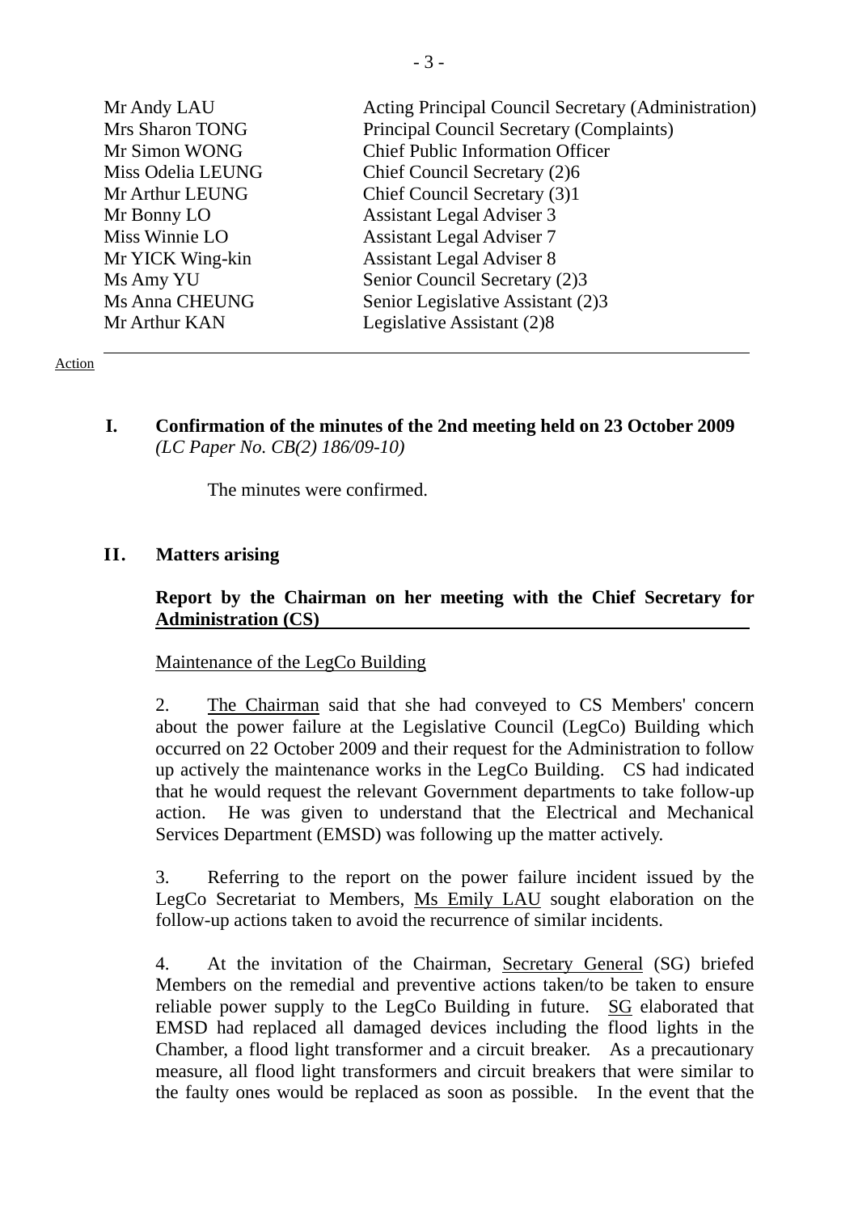| | |
|---|---|
| Mr Andy LAU | Acting Principal Council Secretary (Administration) |
| Mrs Sharon TONG | Principal Council Secretary (Complaints) |
| Mr Simon WONG | Chief Public Information Officer |
| Miss Odelia LEUNG | Chief Council Secretary (2)6 |
| Mr Arthur LEUNG | Chief Council Secretary (3)1 |
| Mr Bonny LO | Assistant Legal Adviser 3 |
| Miss Winnie LO | Assistant Legal Adviser 7 |
| Mr YICK Wing-kin | Assistant Legal Adviser 8 |
| Ms Amy YU | Senior Council Secretary (2)3 |
| Ms Anna CHEUNG | Senior Legislative Assistant (2)3 |
| Mr Arthur KAN | Legislative Assistant (2)8 |

---

Action

**I. Confirmation of the minutes of the 2nd meeting held on 23 October 2009**
*(LC Paper No. CB(2) 186/09-10)*

The minutes were confirmed.

**II. Matters arising**

**Report by the Chairman on her meeting with the Chief Secretary for Administration (CS)**

Maintenance of the LegCo Building

2. The Chairman said that she had conveyed to CS Members' concern about the power failure at the Legislative Council (LegCo) Building which occurred on 22 October 2009 and their request for the Administration to follow up actively the maintenance works in the LegCo Building. CS had indicated that he would request the relevant Government departments to take follow-up action. He was given to understand that the Electrical and Mechanical Services Department (EMSD) was following up the matter actively.

3. Referring to the report on the power failure incident issued by the LegCo Secretariat to Members, Ms Emily LAU sought elaboration on the follow-up actions taken to avoid the recurrence of similar incidents.

4. At the invitation of the Chairman, Secretary General (SG) briefed Members on the remedial and preventive actions taken/to be taken to ensure reliable power supply to the LegCo Building in future. SG elaborated that EMSD had replaced all damaged devices including the flood lights in the Chamber, a flood light transformer and a circuit breaker. As a precautionary measure, all flood light transformers and circuit breakers that were similar to the faulty ones would be replaced as soon as possible. In the event that the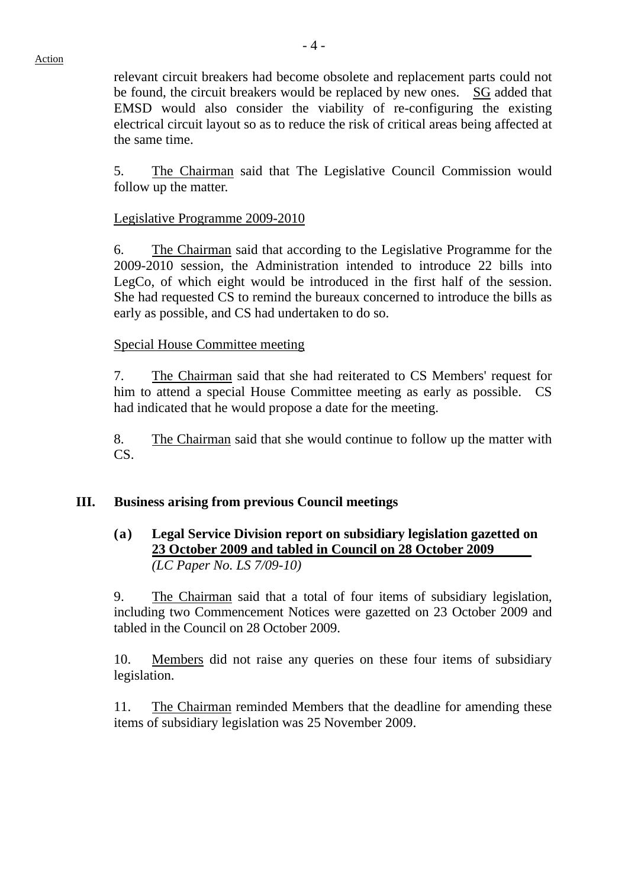relevant circuit breakers had become obsolete and replacement parts could not be found, the circuit breakers would be replaced by new ones. SG added that EMSD would also consider the viability of re-configuring the existing electrical circuit layout so as to reduce the risk of critical areas being affected at the same time.

5. The Chairman said that The Legislative Council Commission would follow up the matter.

Legislative Programme 2009-2010

6. The Chairman said that according to the Legislative Programme for the 2009-2010 session, the Administration intended to introduce 22 bills into LegCo, of which eight would be introduced in the first half of the session. She had requested CS to remind the bureaux concerned to introduce the bills as early as possible, and CS had undertaken to do so.

Special House Committee meeting

7. The Chairman said that she had reiterated to CS Members' request for him to attend a special House Committee meeting as early as possible. CS had indicated that he would propose a date for the meeting.

8. The Chairman said that she would continue to follow up the matter with CS.

## III. Business arising from previous Council meetings

### (a) Legal Service Division report on subsidiary legislation gazetted on 23 October 2009 and tabled in Council on 28 October 2009

*(LC Paper No. LS 7/09-10)*

9. The Chairman said that a total of four items of subsidiary legislation, including two Commencement Notices were gazetted on 23 October 2009 and tabled in the Council on 28 October 2009.

10. Members did not raise any queries on these four items of subsidiary legislation.

11. The Chairman reminded Members that the deadline for amending these items of subsidiary legislation was 25 November 2009.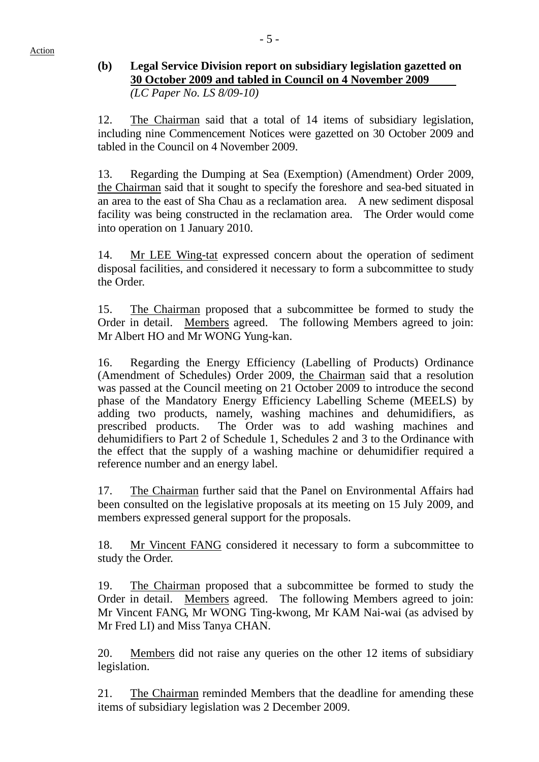**(b) Legal Service Division report on subsidiary legislation gazetted on 30 October 2009 and tabled in Council on 4 November 2009**
*(LC Paper No. LS 8/09-10)*

12. The Chairman said that a total of 14 items of subsidiary legislation, including nine Commencement Notices were gazetted on 30 October 2009 and tabled in the Council on 4 November 2009.

13. Regarding the Dumping at Sea (Exemption) (Amendment) Order 2009, the Chairman said that it sought to specify the foreshore and sea-bed situated in an area to the east of Sha Chau as a reclamation area. A new sediment disposal facility was being constructed in the reclamation area. The Order would come into operation on 1 January 2010.

14. Mr LEE Wing-tat expressed concern about the operation of sediment disposal facilities, and considered it necessary to form a subcommittee to study the Order.

15. The Chairman proposed that a subcommittee be formed to study the Order in detail. Members agreed. The following Members agreed to join: Mr Albert HO and Mr WONG Yung-kan.

16. Regarding the Energy Efficiency (Labelling of Products) Ordinance (Amendment of Schedules) Order 2009, the Chairman said that a resolution was passed at the Council meeting on 21 October 2009 to introduce the second phase of the Mandatory Energy Efficiency Labelling Scheme (MEELS) by adding two products, namely, washing machines and dehumidifiers, as prescribed products. The Order was to add washing machines and dehumidifiers to Part 2 of Schedule 1, Schedules 2 and 3 to the Ordinance with the effect that the supply of a washing machine or dehumidifier required a reference number and an energy label.

17. The Chairman further said that the Panel on Environmental Affairs had been consulted on the legislative proposals at its meeting on 15 July 2009, and members expressed general support for the proposals.

18. Mr Vincent FANG considered it necessary to form a subcommittee to study the Order.

19. The Chairman proposed that a subcommittee be formed to study the Order in detail. Members agreed. The following Members agreed to join: Mr Vincent FANG, Mr WONG Ting-kwong, Mr KAM Nai-wai (as advised by Mr Fred LI) and Miss Tanya CHAN.

20. Members did not raise any queries on the other 12 items of subsidiary legislation.

21. The Chairman reminded Members that the deadline for amending these items of subsidiary legislation was 2 December 2009.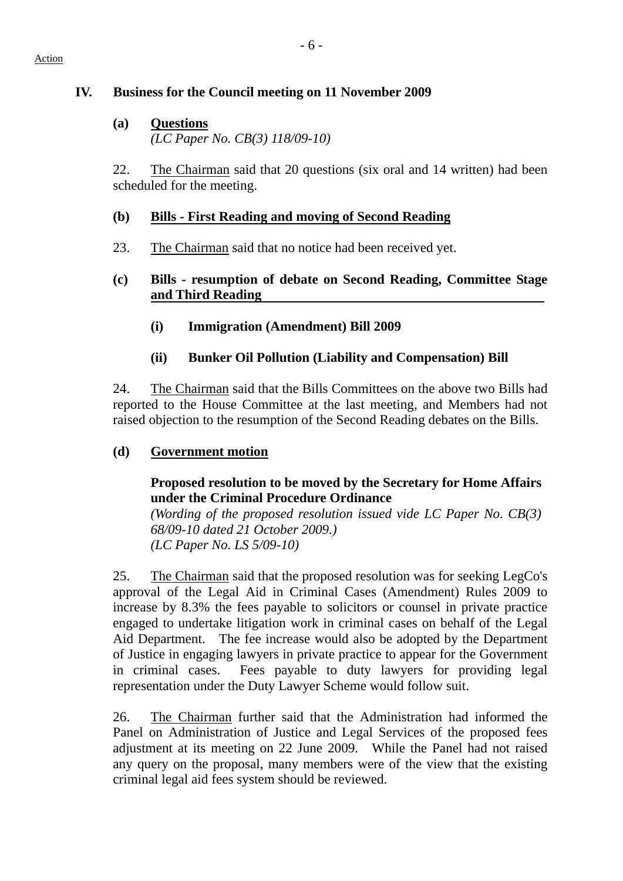Action

## IV. Business for the Council meeting on 11 November 2009

### (a) Questions

*(LC Paper No. CB(3) 118/09-10)*

22. The Chairman said that 20 questions (six oral and 14 written) had been scheduled for the meeting.

### (b) Bills - First Reading and moving of Second Reading

23. The Chairman said that no notice had been received yet.

### (c) Bills - resumption of debate on Second Reading, Committee Stage and Third Reading

#### (i) Immigration (Amendment) Bill 2009

#### (ii) Bunker Oil Pollution (Liability and Compensation) Bill

24. The Chairman said that the Bills Committees on the above two Bills had reported to the House Committee at the last meeting, and Members had not raised objection to the resumption of the Second Reading debates on the Bills.

### (d) Government motion

**Proposed resolution to be moved by the Secretary for Home Affairs under the Criminal Procedure Ordinance**

*(Wording of the proposed resolution issued vide LC Paper No. CB(3) 68/09-10 dated 21 October 2009.)*

*(LC Paper No. LS 5/09-10)*

25. The Chairman said that the proposed resolution was for seeking LegCo's approval of the Legal Aid in Criminal Cases (Amendment) Rules 2009 to increase by 8.3% the fees payable to solicitors or counsel in private practice engaged to undertake litigation work in criminal cases on behalf of the Legal Aid Department. The fee increase would also be adopted by the Department of Justice in engaging lawyers in private practice to appear for the Government in criminal cases. Fees payable to duty lawyers for providing legal representation under the Duty Lawyer Scheme would follow suit.

26. The Chairman further said that the Administration had informed the Panel on Administration of Justice and Legal Services of the proposed fees adjustment at its meeting on 22 June 2009. While the Panel had not raised any query on the proposal, many members were of the view that the existing criminal legal aid fees system should be reviewed.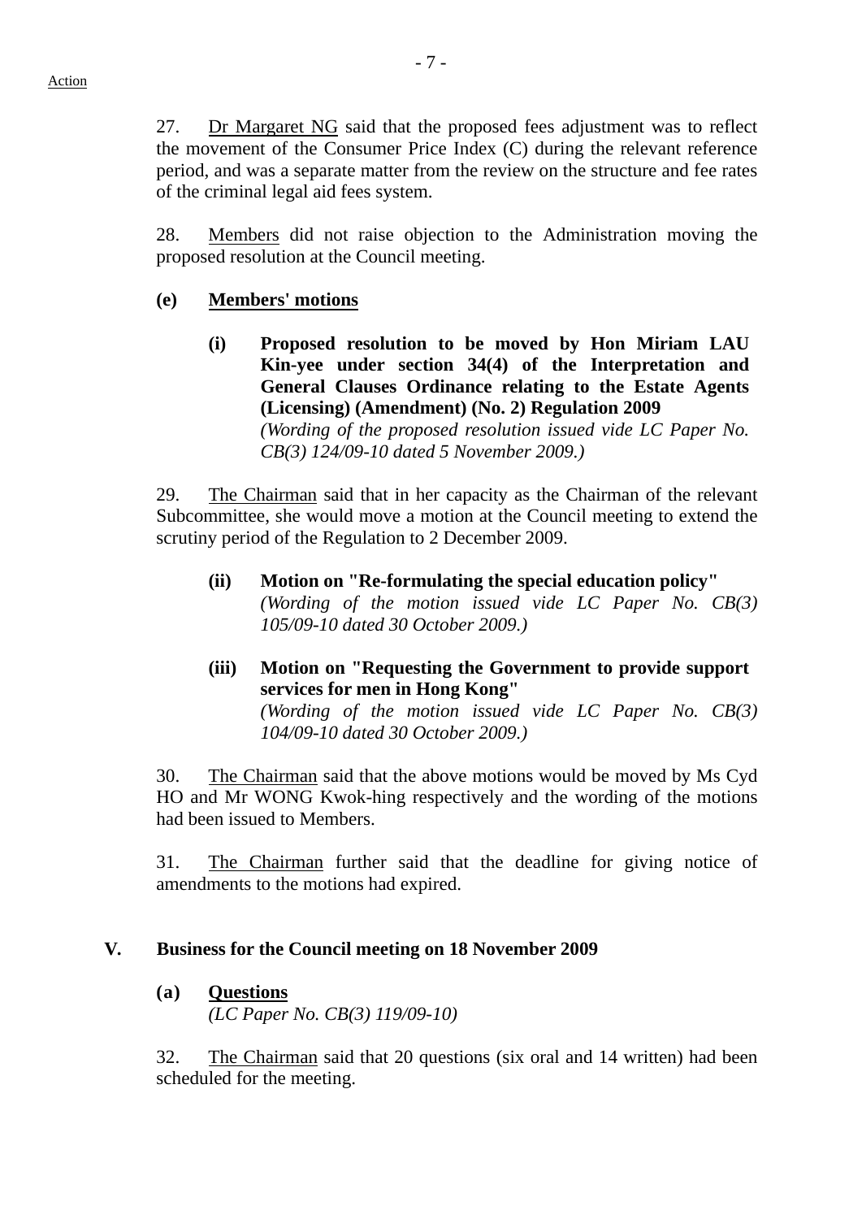Action

27. Dr Margaret NG said that the proposed fees adjustment was to reflect the movement of the Consumer Price Index (C) during the relevant reference period, and was a separate matter from the review on the structure and fee rates of the criminal legal aid fees system.

28. Members did not raise objection to the Administration moving the proposed resolution at the Council meeting.

**(e) Members' motions**

**(i) Proposed resolution to be moved by Hon Miriam LAU Kin-yee under section 34(4) of the Interpretation and General Clauses Ordinance relating to the Estate Agents (Licensing) (Amendment) (No. 2) Regulation 2009**
*(Wording of the proposed resolution issued vide LC Paper No. CB(3) 124/09-10 dated 5 November 2009.)*

29. The Chairman said that in her capacity as the Chairman of the relevant Subcommittee, she would move a motion at the Council meeting to extend the scrutiny period of the Regulation to 2 December 2009.

**(ii) Motion on "Re-formulating the special education policy"**
*(Wording of the motion issued vide LC Paper No. CB(3) 105/09-10 dated 30 October 2009.)*

**(iii) Motion on "Requesting the Government to provide support services for men in Hong Kong"**
*(Wording of the motion issued vide LC Paper No. CB(3) 104/09-10 dated 30 October 2009.)*

30. The Chairman said that the above motions would be moved by Ms Cyd HO and Mr WONG Kwok-hing respectively and the wording of the motions had been issued to Members.

31. The Chairman further said that the deadline for giving notice of amendments to the motions had expired.

## V. Business for the Council meeting on 18 November 2009

**(a) Questions**
*(LC Paper No. CB(3) 119/09-10)*

32. The Chairman said that 20 questions (six oral and 14 written) had been scheduled for the meeting.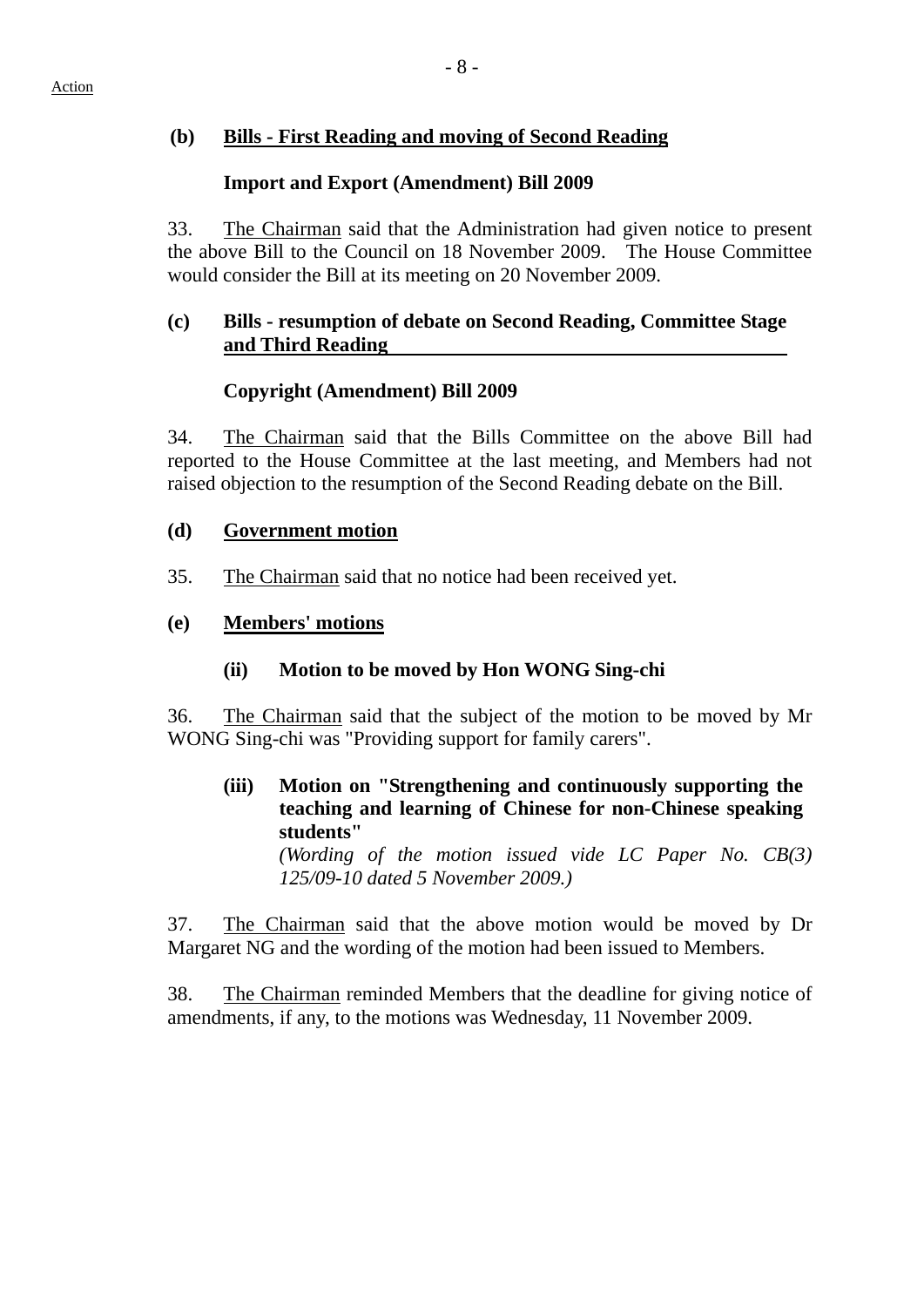Action

**(b) Bills - First Reading and moving of Second Reading**

**Import and Export (Amendment) Bill 2009**

33. The Chairman said that the Administration had given notice to present the above Bill to the Council on 18 November 2009. The House Committee would consider the Bill at its meeting on 20 November 2009.

**(c) Bills - resumption of debate on Second Reading, Committee Stage and Third Reading**

**Copyright (Amendment) Bill 2009**

34. The Chairman said that the Bills Committee on the above Bill had reported to the House Committee at the last meeting, and Members had not raised objection to the resumption of the Second Reading debate on the Bill.

**(d) Government motion**

35. The Chairman said that no notice had been received yet.

**(e) Members' motions**

**(ii) Motion to be moved by Hon WONG Sing-chi**

36. The Chairman said that the subject of the motion to be moved by Mr WONG Sing-chi was "Providing support for family carers".

**(iii) Motion on "Strengthening and continuously supporting the teaching and learning of Chinese for non-Chinese speaking students"**
*(Wording of the motion issued vide LC Paper No. CB(3) 125/09-10 dated 5 November 2009.)*

37. The Chairman said that the above motion would be moved by Dr Margaret NG and the wording of the motion had been issued to Members.

38. The Chairman reminded Members that the deadline for giving notice of amendments, if any, to the motions was Wednesday, 11 November 2009.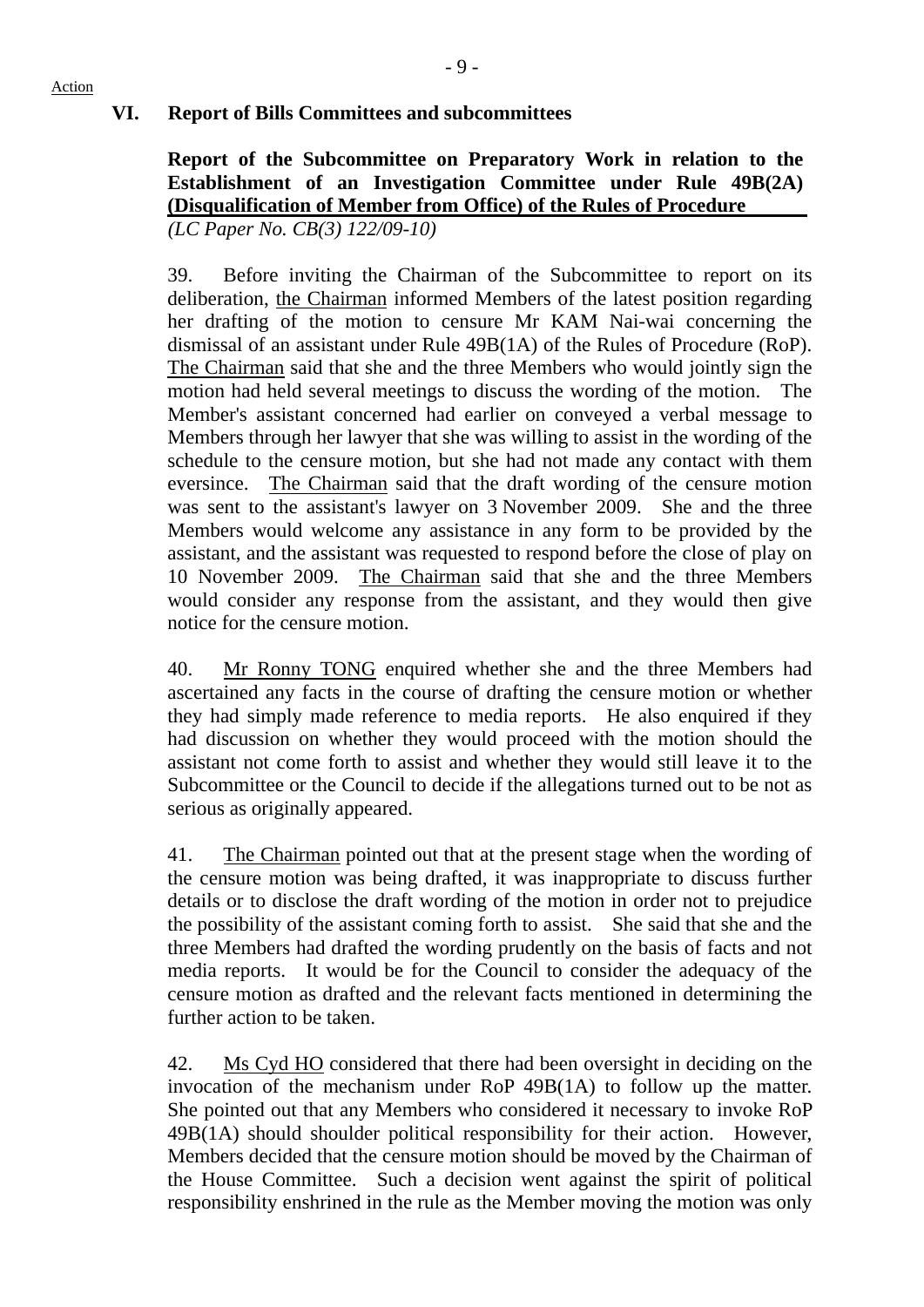Action

## VI. Report of Bills Committees and subcommittees

**Report of the Subcommittee on Preparatory Work in relation to the Establishment of an Investigation Committee under Rule 49B(2A) (Disqualification of Member from Office) of the Rules of Procedure**

*(LC Paper No. CB(3) 122/09-10)*

39. Before inviting the Chairman of the Subcommittee to report on its deliberation, the Chairman informed Members of the latest position regarding her drafting of the motion to censure Mr KAM Nai-wai concerning the dismissal of an assistant under Rule 49B(1A) of the Rules of Procedure (RoP). The Chairman said that she and the three Members who would jointly sign the motion had held several meetings to discuss the wording of the motion. The Member's assistant concerned had earlier on conveyed a verbal message to Members through her lawyer that she was willing to assist in the wording of the schedule to the censure motion, but she had not made any contact with them eversince. The Chairman said that the draft wording of the censure motion was sent to the assistant's lawyer on 3 November 2009. She and the three Members would welcome any assistance in any form to be provided by the assistant, and the assistant was requested to respond before the close of play on 10 November 2009. The Chairman said that she and the three Members would consider any response from the assistant, and they would then give notice for the censure motion.

40. Mr Ronny TONG enquired whether she and the three Members had ascertained any facts in the course of drafting the censure motion or whether they had simply made reference to media reports. He also enquired if they had discussion on whether they would proceed with the motion should the assistant not come forth to assist and whether they would still leave it to the Subcommittee or the Council to decide if the allegations turned out to be not as serious as originally appeared.

41. The Chairman pointed out that at the present stage when the wording of the censure motion was being drafted, it was inappropriate to discuss further details or to disclose the draft wording of the motion in order not to prejudice the possibility of the assistant coming forth to assist. She said that she and the three Members had drafted the wording prudently on the basis of facts and not media reports. It would be for the Council to consider the adequacy of the censure motion as drafted and the relevant facts mentioned in determining the further action to be taken.

42. Ms Cyd HO considered that there had been oversight in deciding on the invocation of the mechanism under RoP 49B(1A) to follow up the matter. She pointed out that any Members who considered it necessary to invoke RoP 49B(1A) should shoulder political responsibility for their action. However, Members decided that the censure motion should be moved by the Chairman of the House Committee. Such a decision went against the spirit of political responsibility enshrined in the rule as the Member moving the motion was only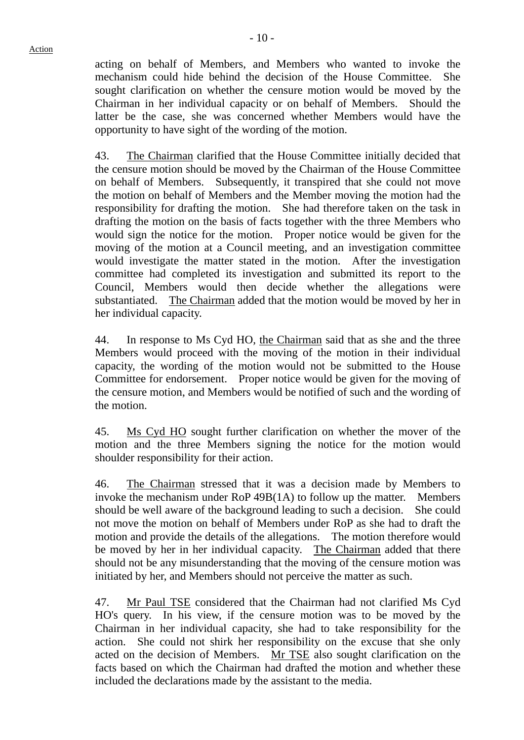acting on behalf of Members, and Members who wanted to invoke the mechanism could hide behind the decision of the House Committee. She sought clarification on whether the censure motion would be moved by the Chairman in her individual capacity or on behalf of Members. Should the latter be the case, she was concerned whether Members would have the opportunity to have sight of the wording of the motion.

43. The Chairman clarified that the House Committee initially decided that the censure motion should be moved by the Chairman of the House Committee on behalf of Members. Subsequently, it transpired that she could not move the motion on behalf of Members and the Member moving the motion had the responsibility for drafting the motion. She had therefore taken on the task in drafting the motion on the basis of facts together with the three Members who would sign the notice for the motion. Proper notice would be given for the moving of the motion at a Council meeting, and an investigation committee would investigate the matter stated in the motion. After the investigation committee had completed its investigation and submitted its report to the Council, Members would then decide whether the allegations were substantiated. The Chairman added that the motion would be moved by her in her individual capacity.

44. In response to Ms Cyd HO, the Chairman said that as she and the three Members would proceed with the moving of the motion in their individual capacity, the wording of the motion would not be submitted to the House Committee for endorsement. Proper notice would be given for the moving of the censure motion, and Members would be notified of such and the wording of the motion.

45. Ms Cyd HO sought further clarification on whether the mover of the motion and the three Members signing the notice for the motion would shoulder responsibility for their action.

46. The Chairman stressed that it was a decision made by Members to invoke the mechanism under RoP 49B(1A) to follow up the matter. Members should be well aware of the background leading to such a decision. She could not move the motion on behalf of Members under RoP as she had to draft the motion and provide the details of the allegations. The motion therefore would be moved by her in her individual capacity. The Chairman added that there should not be any misunderstanding that the moving of the censure motion was initiated by her, and Members should not perceive the matter as such.

47. Mr Paul TSE considered that the Chairman had not clarified Ms Cyd HO's query. In his view, if the censure motion was to be moved by the Chairman in her individual capacity, she had to take responsibility for the action. She could not shirk her responsibility on the excuse that she only acted on the decision of Members. Mr TSE also sought clarification on the facts based on which the Chairman had drafted the motion and whether these included the declarations made by the assistant to the media.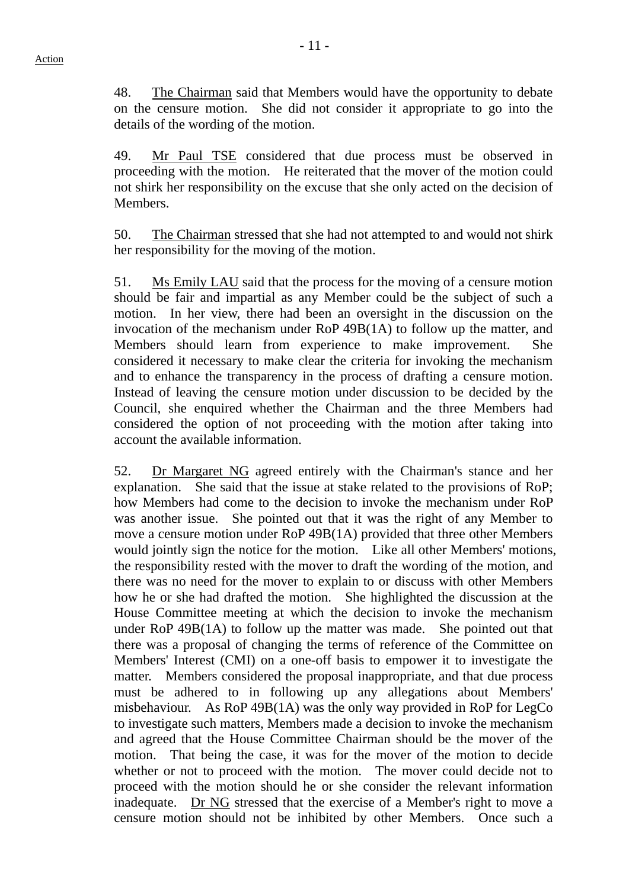Action

48. The Chairman said that Members would have the opportunity to debate on the censure motion. She did not consider it appropriate to go into the details of the wording of the motion.

49. Mr Paul TSE considered that due process must be observed in proceeding with the motion. He reiterated that the mover of the motion could not shirk her responsibility on the excuse that she only acted on the decision of Members.

50. The Chairman stressed that she had not attempted to and would not shirk her responsibility for the moving of the motion.

51. Ms Emily LAU said that the process for the moving of a censure motion should be fair and impartial as any Member could be the subject of such a motion. In her view, there had been an oversight in the discussion on the invocation of the mechanism under RoP 49B(1A) to follow up the matter, and Members should learn from experience to make improvement. She considered it necessary to make clear the criteria for invoking the mechanism and to enhance the transparency in the process of drafting a censure motion. Instead of leaving the censure motion under discussion to be decided by the Council, she enquired whether the Chairman and the three Members had considered the option of not proceeding with the motion after taking into account the available information.

52. Dr Margaret NG agreed entirely with the Chairman's stance and her explanation. She said that the issue at stake related to the provisions of RoP; how Members had come to the decision to invoke the mechanism under RoP was another issue. She pointed out that it was the right of any Member to move a censure motion under RoP 49B(1A) provided that three other Members would jointly sign the notice for the motion. Like all other Members' motions, the responsibility rested with the mover to draft the wording of the motion, and there was no need for the mover to explain to or discuss with other Members how he or she had drafted the motion. She highlighted the discussion at the House Committee meeting at which the decision to invoke the mechanism under RoP 49B(1A) to follow up the matter was made. She pointed out that there was a proposal of changing the terms of reference of the Committee on Members' Interest (CMI) on a one-off basis to empower it to investigate the matter. Members considered the proposal inappropriate, and that due process must be adhered to in following up any allegations about Members' misbehaviour. As RoP 49B(1A) was the only way provided in RoP for LegCo to investigate such matters, Members made a decision to invoke the mechanism and agreed that the House Committee Chairman should be the mover of the motion. That being the case, it was for the mover of the motion to decide whether or not to proceed with the motion. The mover could decide not to proceed with the motion should he or she consider the relevant information inadequate. Dr NG stressed that the exercise of a Member's right to move a censure motion should not be inhibited by other Members. Once such a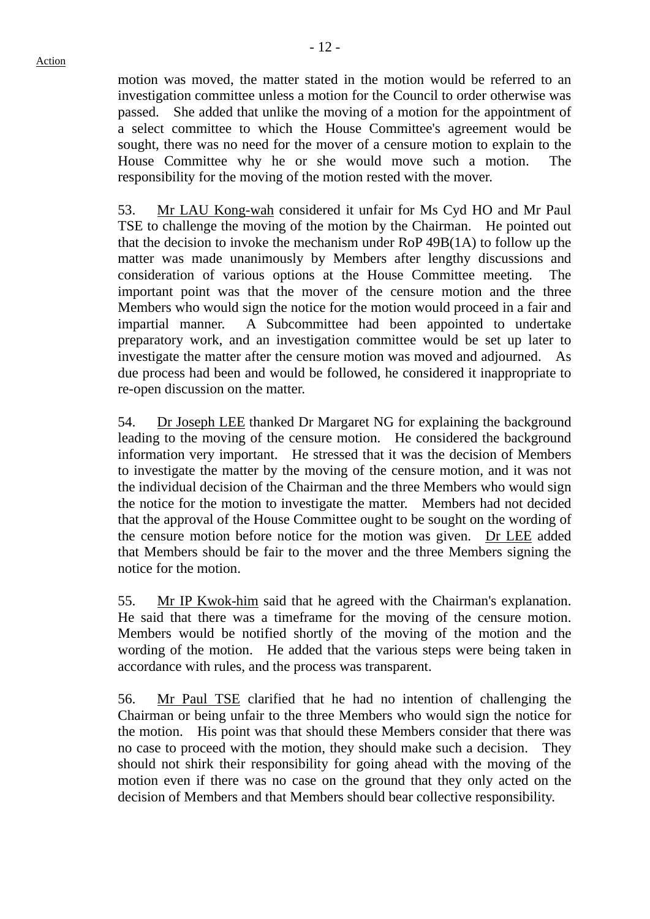motion was moved, the matter stated in the motion would be referred to an investigation committee unless a motion for the Council to order otherwise was passed. She added that unlike the moving of a motion for the appointment of a select committee to which the House Committee's agreement would be sought, there was no need for the mover of a censure motion to explain to the House Committee why he or she would move such a motion. The responsibility for the moving of the motion rested with the mover.

53. Mr LAU Kong-wah considered it unfair for Ms Cyd HO and Mr Paul TSE to challenge the moving of the motion by the Chairman. He pointed out that the decision to invoke the mechanism under RoP 49B(1A) to follow up the matter was made unanimously by Members after lengthy discussions and consideration of various options at the House Committee meeting. The important point was that the mover of the censure motion and the three Members who would sign the notice for the motion would proceed in a fair and impartial manner. A Subcommittee had been appointed to undertake preparatory work, and an investigation committee would be set up later to investigate the matter after the censure motion was moved and adjourned. As due process had been and would be followed, he considered it inappropriate to re-open discussion on the matter.

54. Dr Joseph LEE thanked Dr Margaret NG for explaining the background leading to the moving of the censure motion. He considered the background information very important. He stressed that it was the decision of Members to investigate the matter by the moving of the censure motion, and it was not the individual decision of the Chairman and the three Members who would sign the notice for the motion to investigate the matter. Members had not decided that the approval of the House Committee ought to be sought on the wording of the censure motion before notice for the motion was given. Dr LEE added that Members should be fair to the mover and the three Members signing the notice for the motion.

55. Mr IP Kwok-him said that he agreed with the Chairman's explanation. He said that there was a timeframe for the moving of the censure motion. Members would be notified shortly of the moving of the motion and the wording of the motion. He added that the various steps were being taken in accordance with rules, and the process was transparent.

56. Mr Paul TSE clarified that he had no intention of challenging the Chairman or being unfair to the three Members who would sign the notice for the motion. His point was that should these Members consider that there was no case to proceed with the motion, they should make such a decision. They should not shirk their responsibility for going ahead with the moving of the motion even if there was no case on the ground that they only acted on the decision of Members and that Members should bear collective responsibility.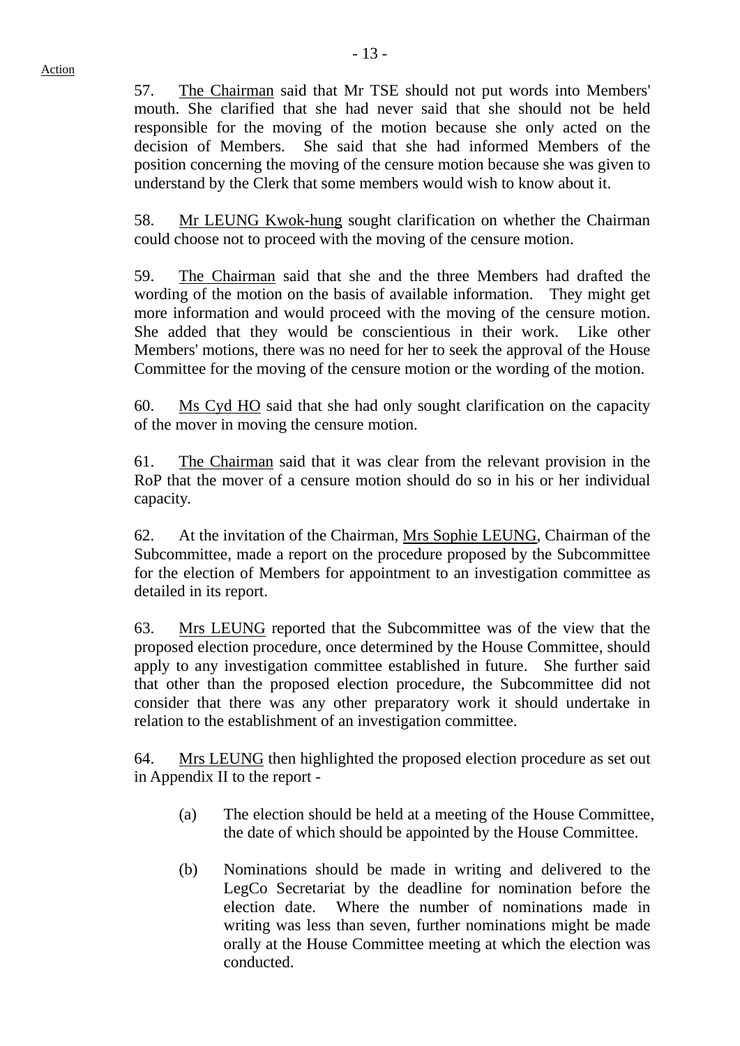Action

57. The Chairman said that Mr TSE should not put words into Members' mouth. She clarified that she had never said that she should not be held responsible for the moving of the motion because she only acted on the decision of Members. She said that she had informed Members of the position concerning the moving of the censure motion because she was given to understand by the Clerk that some members would wish to know about it.

58. Mr LEUNG Kwok-hung sought clarification on whether the Chairman could choose not to proceed with the moving of the censure motion.

59. The Chairman said that she and the three Members had drafted the wording of the motion on the basis of available information. They might get more information and would proceed with the moving of the censure motion. She added that they would be conscientious in their work. Like other Members' motions, there was no need for her to seek the approval of the House Committee for the moving of the censure motion or the wording of the motion.

60. Ms Cyd HO said that she had only sought clarification on the capacity of the mover in moving the censure motion.

61. The Chairman said that it was clear from the relevant provision in the RoP that the mover of a censure motion should do so in his or her individual capacity.

62. At the invitation of the Chairman, Mrs Sophie LEUNG, Chairman of the Subcommittee, made a report on the procedure proposed by the Subcommittee for the election of Members for appointment to an investigation committee as detailed in its report.

63. Mrs LEUNG reported that the Subcommittee was of the view that the proposed election procedure, once determined by the House Committee, should apply to any investigation committee established in future. She further said that other than the proposed election procedure, the Subcommittee did not consider that there was any other preparatory work it should undertake in relation to the establishment of an investigation committee.

64. Mrs LEUNG then highlighted the proposed election procedure as set out in Appendix II to the report -

(a) The election should be held at a meeting of the House Committee, the date of which should be appointed by the House Committee.

(b) Nominations should be made in writing and delivered to the LegCo Secretariat by the deadline for nomination before the election date. Where the number of nominations made in writing was less than seven, further nominations might be made orally at the House Committee meeting at which the election was conducted.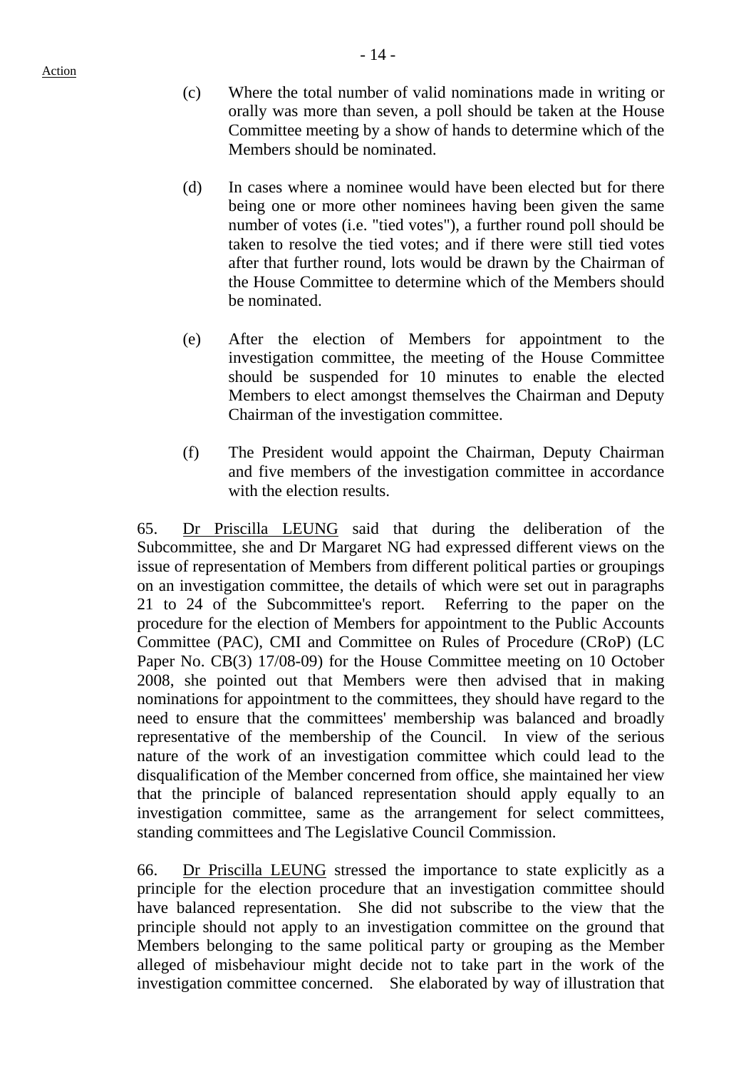(c) Where the total number of valid nominations made in writing or orally was more than seven, a poll should be taken at the House Committee meeting by a show of hands to determine which of the Members should be nominated.

(d) In cases where a nominee would have been elected but for there being one or more other nominees having been given the same number of votes (i.e. "tied votes"), a further round poll should be taken to resolve the tied votes; and if there were still tied votes after that further round, lots would be drawn by the Chairman of the House Committee to determine which of the Members should be nominated.

(e) After the election of Members for appointment to the investigation committee, the meeting of the House Committee should be suspended for 10 minutes to enable the elected Members to elect amongst themselves the Chairman and Deputy Chairman of the investigation committee.

(f) The President would appoint the Chairman, Deputy Chairman and five members of the investigation committee in accordance with the election results.

65. Dr Priscilla LEUNG said that during the deliberation of the Subcommittee, she and Dr Margaret NG had expressed different views on the issue of representation of Members from different political parties or groupings on an investigation committee, the details of which were set out in paragraphs 21 to 24 of the Subcommittee's report. Referring to the paper on the procedure for the election of Members for appointment to the Public Accounts Committee (PAC), CMI and Committee on Rules of Procedure (CRoP) (LC Paper No. CB(3) 17/08-09) for the House Committee meeting on 10 October 2008, she pointed out that Members were then advised that in making nominations for appointment to the committees, they should have regard to the need to ensure that the committees' membership was balanced and broadly representative of the membership of the Council. In view of the serious nature of the work of an investigation committee which could lead to the disqualification of the Member concerned from office, she maintained her view that the principle of balanced representation should apply equally to an investigation committee, same as the arrangement for select committees, standing committees and The Legislative Council Commission.

66. Dr Priscilla LEUNG stressed the importance to state explicitly as a principle for the election procedure that an investigation committee should have balanced representation. She did not subscribe to the view that the principle should not apply to an investigation committee on the ground that Members belonging to the same political party or grouping as the Member alleged of misbehaviour might decide not to take part in the work of the investigation committee concerned. She elaborated by way of illustration that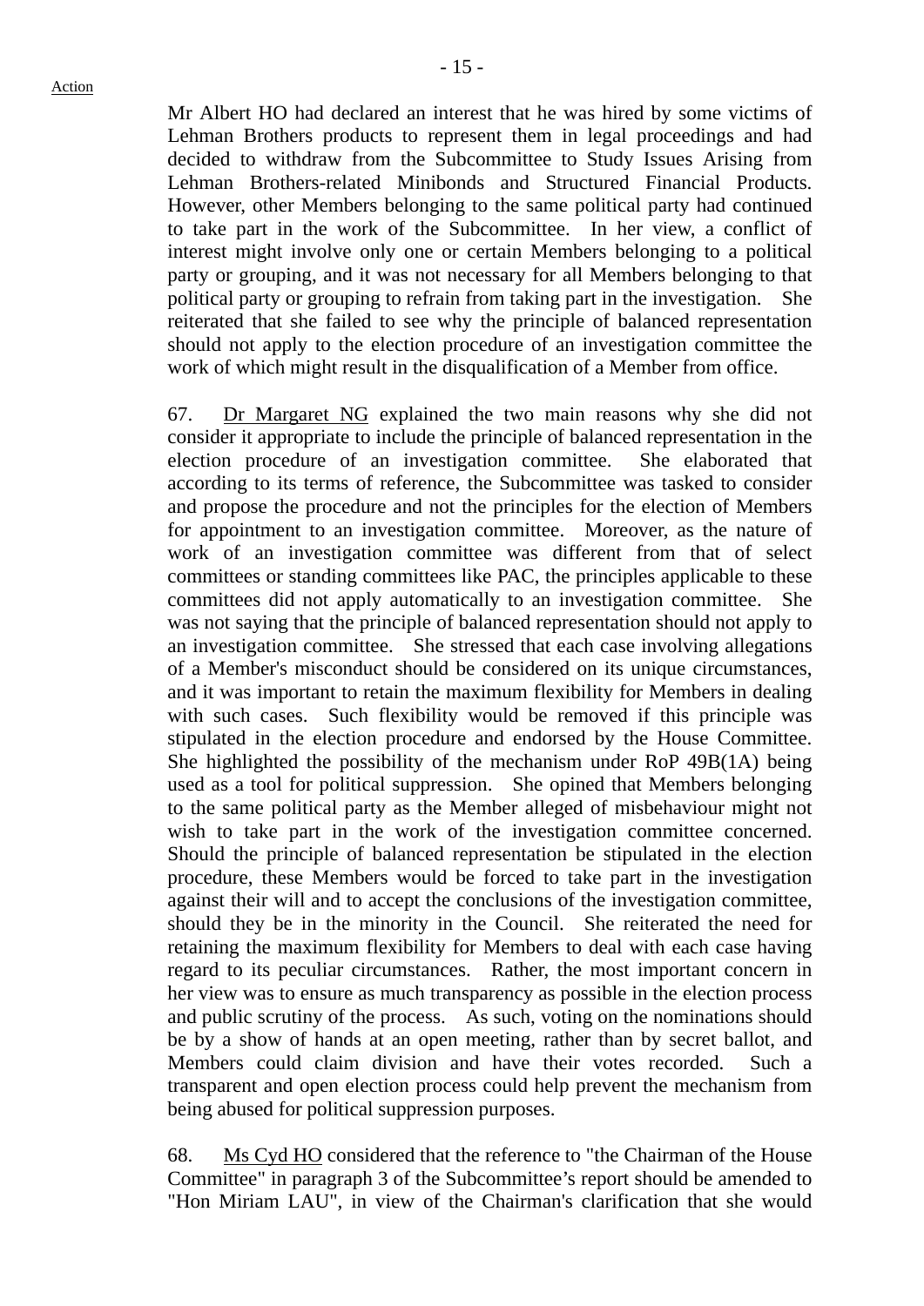Mr Albert HO had declared an interest that he was hired by some victims of Lehman Brothers products to represent them in legal proceedings and had decided to withdraw from the Subcommittee to Study Issues Arising from Lehman Brothers-related Minibonds and Structured Financial Products. However, other Members belonging to the same political party had continued to take part in the work of the Subcommittee. In her view, a conflict of interest might involve only one or certain Members belonging to a political party or grouping, and it was not necessary for all Members belonging to that political party or grouping to refrain from taking part in the investigation. She reiterated that she failed to see why the principle of balanced representation should not apply to the election procedure of an investigation committee the work of which might result in the disqualification of a Member from office.

67. Dr Margaret NG explained the two main reasons why she did not consider it appropriate to include the principle of balanced representation in the election procedure of an investigation committee. She elaborated that according to its terms of reference, the Subcommittee was tasked to consider and propose the procedure and not the principles for the election of Members for appointment to an investigation committee. Moreover, as the nature of work of an investigation committee was different from that of select committees or standing committees like PAC, the principles applicable to these committees did not apply automatically to an investigation committee. She was not saying that the principle of balanced representation should not apply to an investigation committee. She stressed that each case involving allegations of a Member's misconduct should be considered on its unique circumstances, and it was important to retain the maximum flexibility for Members in dealing with such cases. Such flexibility would be removed if this principle was stipulated in the election procedure and endorsed by the House Committee. She highlighted the possibility of the mechanism under RoP 49B(1A) being used as a tool for political suppression. She opined that Members belonging to the same political party as the Member alleged of misbehaviour might not wish to take part in the work of the investigation committee concerned. Should the principle of balanced representation be stipulated in the election procedure, these Members would be forced to take part in the investigation against their will and to accept the conclusions of the investigation committee, should they be in the minority in the Council. She reiterated the need for retaining the maximum flexibility for Members to deal with each case having regard to its peculiar circumstances. Rather, the most important concern in her view was to ensure as much transparency as possible in the election process and public scrutiny of the process. As such, voting on the nominations should be by a show of hands at an open meeting, rather than by secret ballot, and Members could claim division and have their votes recorded. Such a transparent and open election process could help prevent the mechanism from being abused for political suppression purposes.

68. Ms Cyd HO considered that the reference to "the Chairman of the House Committee" in paragraph 3 of the Subcommittee's report should be amended to "Hon Miriam LAU", in view of the Chairman's clarification that she would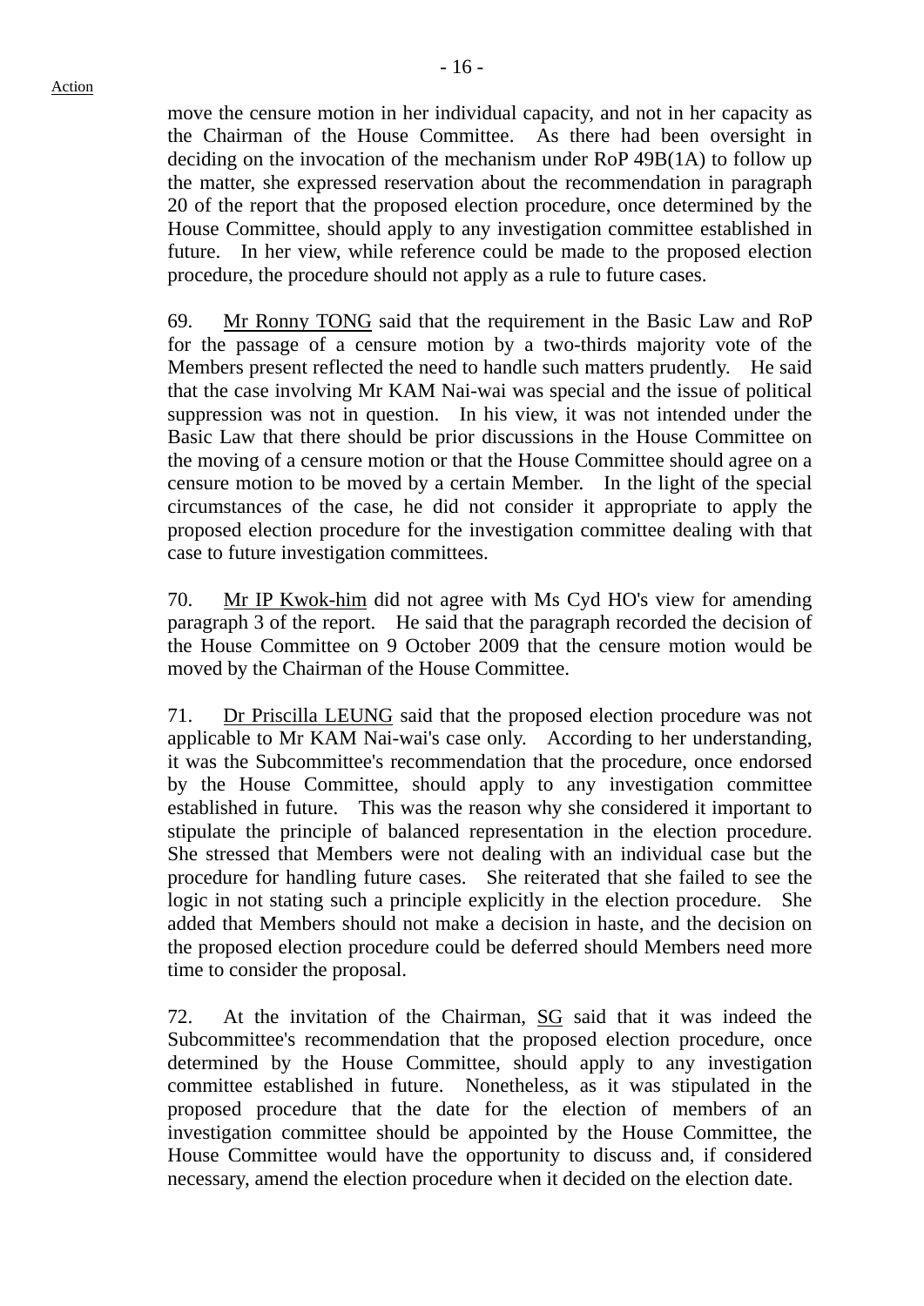Action

move the censure motion in her individual capacity, and not in her capacity as the Chairman of the House Committee. As there had been oversight in deciding on the invocation of the mechanism under RoP 49B(1A) to follow up the matter, she expressed reservation about the recommendation in paragraph 20 of the report that the proposed election procedure, once determined by the House Committee, should apply to any investigation committee established in future. In her view, while reference could be made to the proposed election procedure, the procedure should not apply as a rule to future cases.

69. Mr Ronny TONG said that the requirement in the Basic Law and RoP for the passage of a censure motion by a two-thirds majority vote of the Members present reflected the need to handle such matters prudently. He said that the case involving Mr KAM Nai-wai was special and the issue of political suppression was not in question. In his view, it was not intended under the Basic Law that there should be prior discussions in the House Committee on the moving of a censure motion or that the House Committee should agree on a censure motion to be moved by a certain Member. In the light of the special circumstances of the case, he did not consider it appropriate to apply the proposed election procedure for the investigation committee dealing with that case to future investigation committees.

70. Mr IP Kwok-him did not agree with Ms Cyd HO's view for amending paragraph 3 of the report. He said that the paragraph recorded the decision of the House Committee on 9 October 2009 that the censure motion would be moved by the Chairman of the House Committee.

71. Dr Priscilla LEUNG said that the proposed election procedure was not applicable to Mr KAM Nai-wai's case only. According to her understanding, it was the Subcommittee's recommendation that the procedure, once endorsed by the House Committee, should apply to any investigation committee established in future. This was the reason why she considered it important to stipulate the principle of balanced representation in the election procedure. She stressed that Members were not dealing with an individual case but the procedure for handling future cases. She reiterated that she failed to see the logic in not stating such a principle explicitly in the election procedure. She added that Members should not make a decision in haste, and the decision on the proposed election procedure could be deferred should Members need more time to consider the proposal.

72. At the invitation of the Chairman, SG said that it was indeed the Subcommittee's recommendation that the proposed election procedure, once determined by the House Committee, should apply to any investigation committee established in future. Nonetheless, as it was stipulated in the proposed procedure that the date for the election of members of an investigation committee should be appointed by the House Committee, the House Committee would have the opportunity to discuss and, if considered necessary, amend the election procedure when it decided on the election date.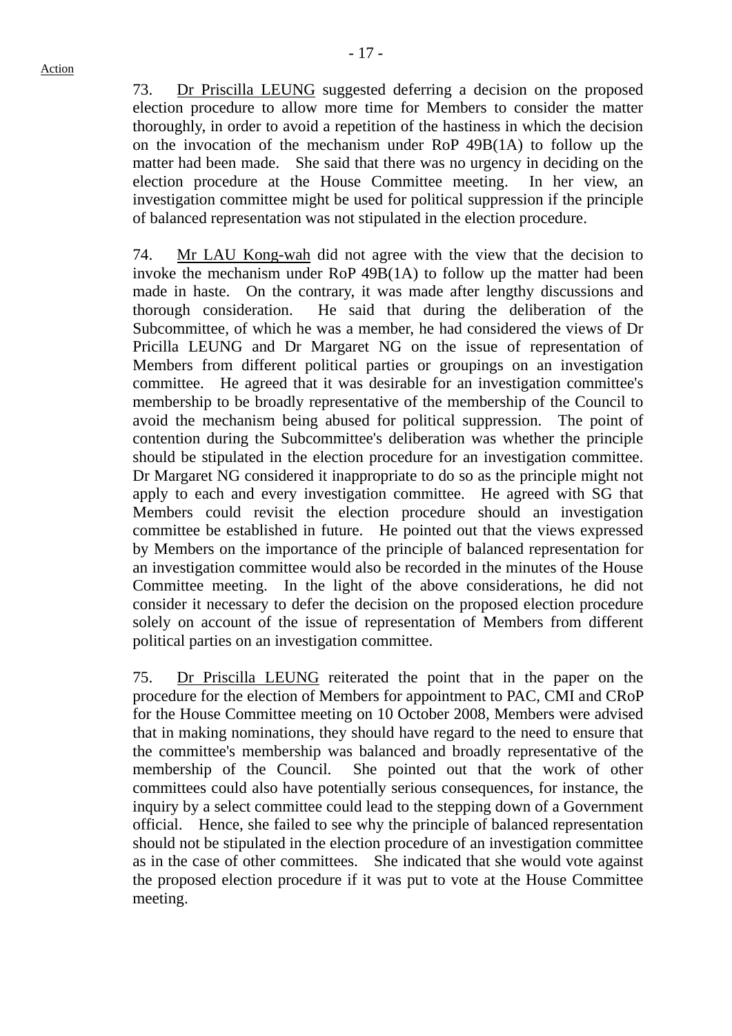73. Dr Priscilla LEUNG suggested deferring a decision on the proposed election procedure to allow more time for Members to consider the matter thoroughly, in order to avoid a repetition of the hastiness in which the decision on the invocation of the mechanism under RoP 49B(1A) to follow up the matter had been made. She said that there was no urgency in deciding on the election procedure at the House Committee meeting. In her view, an investigation committee might be used for political suppression if the principle of balanced representation was not stipulated in the election procedure.

74. Mr LAU Kong-wah did not agree with the view that the decision to invoke the mechanism under RoP 49B(1A) to follow up the matter had been made in haste. On the contrary, it was made after lengthy discussions and thorough consideration. He said that during the deliberation of the Subcommittee, of which he was a member, he had considered the views of Dr Pricilla LEUNG and Dr Margaret NG on the issue of representation of Members from different political parties or groupings on an investigation committee. He agreed that it was desirable for an investigation committee's membership to be broadly representative of the membership of the Council to avoid the mechanism being abused for political suppression. The point of contention during the Subcommittee's deliberation was whether the principle should be stipulated in the election procedure for an investigation committee. Dr Margaret NG considered it inappropriate to do so as the principle might not apply to each and every investigation committee. He agreed with SG that Members could revisit the election procedure should an investigation committee be established in future. He pointed out that the views expressed by Members on the importance of the principle of balanced representation for an investigation committee would also be recorded in the minutes of the House Committee meeting. In the light of the above considerations, he did not consider it necessary to defer the decision on the proposed election procedure solely on account of the issue of representation of Members from different political parties on an investigation committee.

75. Dr Priscilla LEUNG reiterated the point that in the paper on the procedure for the election of Members for appointment to PAC, CMI and CRoP for the House Committee meeting on 10 October 2008, Members were advised that in making nominations, they should have regard to the need to ensure that the committee's membership was balanced and broadly representative of the membership of the Council. She pointed out that the work of other committees could also have potentially serious consequences, for instance, the inquiry by a select committee could lead to the stepping down of a Government official. Hence, she failed to see why the principle of balanced representation should not be stipulated in the election procedure of an investigation committee as in the case of other committees. She indicated that she would vote against the proposed election procedure if it was put to vote at the House Committee meeting.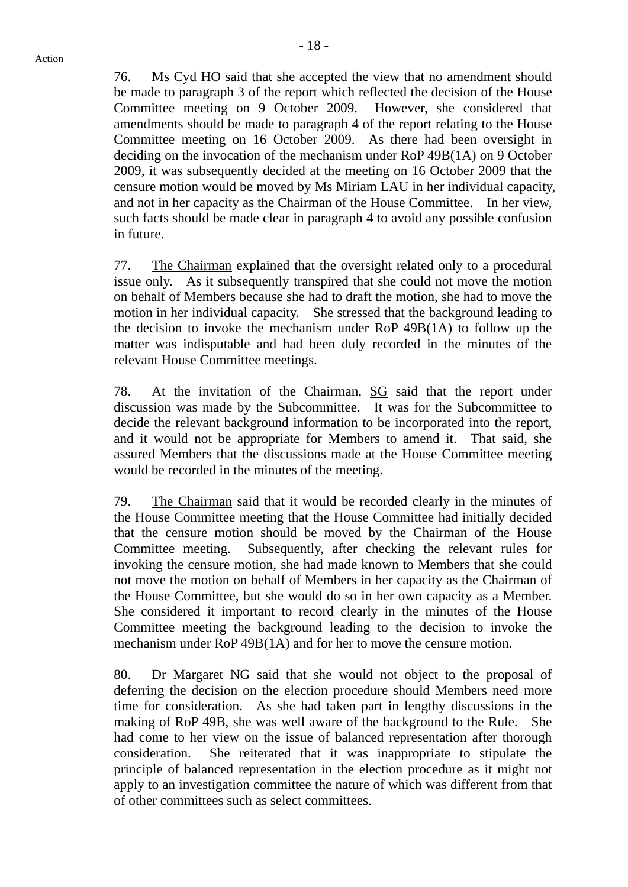Action

76. Ms Cyd HO said that she accepted the view that no amendment should be made to paragraph 3 of the report which reflected the decision of the House Committee meeting on 9 October 2009. However, she considered that amendments should be made to paragraph 4 of the report relating to the House Committee meeting on 16 October 2009. As there had been oversight in deciding on the invocation of the mechanism under RoP 49B(1A) on 9 October 2009, it was subsequently decided at the meeting on 16 October 2009 that the censure motion would be moved by Ms Miriam LAU in her individual capacity, and not in her capacity as the Chairman of the House Committee. In her view, such facts should be made clear in paragraph 4 to avoid any possible confusion in future.

77. The Chairman explained that the oversight related only to a procedural issue only. As it subsequently transpired that she could not move the motion on behalf of Members because she had to draft the motion, she had to move the motion in her individual capacity. She stressed that the background leading to the decision to invoke the mechanism under RoP 49B(1A) to follow up the matter was indisputable and had been duly recorded in the minutes of the relevant House Committee meetings.

78. At the invitation of the Chairman, SG said that the report under discussion was made by the Subcommittee. It was for the Subcommittee to decide the relevant background information to be incorporated into the report, and it would not be appropriate for Members to amend it. That said, she assured Members that the discussions made at the House Committee meeting would be recorded in the minutes of the meeting.

79. The Chairman said that it would be recorded clearly in the minutes of the House Committee meeting that the House Committee had initially decided that the censure motion should be moved by the Chairman of the House Committee meeting. Subsequently, after checking the relevant rules for invoking the censure motion, she had made known to Members that she could not move the motion on behalf of Members in her capacity as the Chairman of the House Committee, but she would do so in her own capacity as a Member. She considered it important to record clearly in the minutes of the House Committee meeting the background leading to the decision to invoke the mechanism under RoP 49B(1A) and for her to move the censure motion.

80. Dr Margaret NG said that she would not object to the proposal of deferring the decision on the election procedure should Members need more time for consideration. As she had taken part in lengthy discussions in the making of RoP 49B, she was well aware of the background to the Rule. She had come to her view on the issue of balanced representation after thorough consideration. She reiterated that it was inappropriate to stipulate the principle of balanced representation in the election procedure as it might not apply to an investigation committee the nature of which was different from that of other committees such as select committees.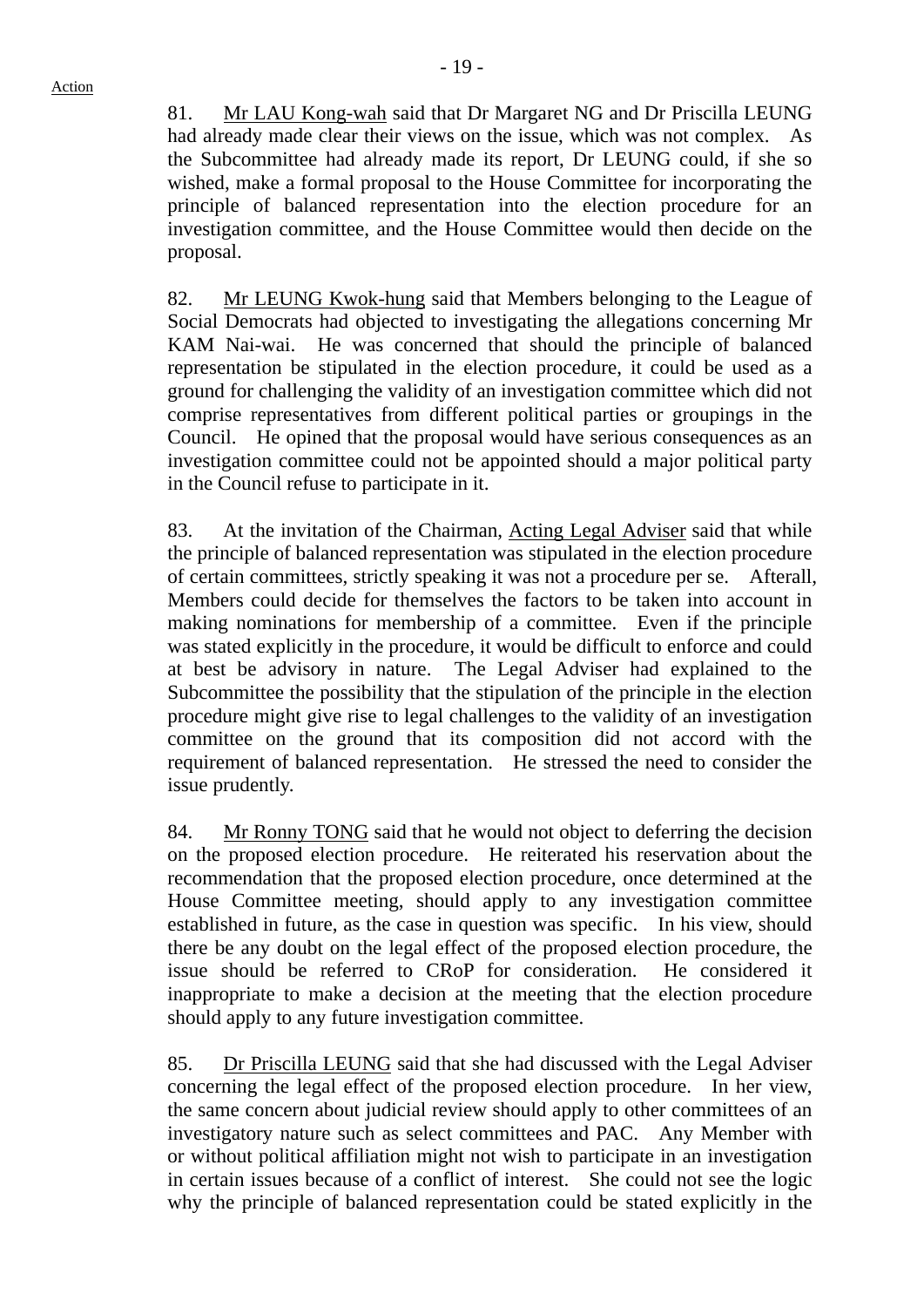Action

81. Mr LAU Kong-wah said that Dr Margaret NG and Dr Priscilla LEUNG had already made clear their views on the issue, which was not complex. As the Subcommittee had already made its report, Dr LEUNG could, if she so wished, make a formal proposal to the House Committee for incorporating the principle of balanced representation into the election procedure for an investigation committee, and the House Committee would then decide on the proposal.

82. Mr LEUNG Kwok-hung said that Members belonging to the League of Social Democrats had objected to investigating the allegations concerning Mr KAM Nai-wai. He was concerned that should the principle of balanced representation be stipulated in the election procedure, it could be used as a ground for challenging the validity of an investigation committee which did not comprise representatives from different political parties or groupings in the Council. He opined that the proposal would have serious consequences as an investigation committee could not be appointed should a major political party in the Council refuse to participate in it.

83. At the invitation of the Chairman, Acting Legal Adviser said that while the principle of balanced representation was stipulated in the election procedure of certain committees, strictly speaking it was not a procedure per se. Afterall, Members could decide for themselves the factors to be taken into account in making nominations for membership of a committee. Even if the principle was stated explicitly in the procedure, it would be difficult to enforce and could at best be advisory in nature. The Legal Adviser had explained to the Subcommittee the possibility that the stipulation of the principle in the election procedure might give rise to legal challenges to the validity of an investigation committee on the ground that its composition did not accord with the requirement of balanced representation. He stressed the need to consider the issue prudently.

84. Mr Ronny TONG said that he would not object to deferring the decision on the proposed election procedure. He reiterated his reservation about the recommendation that the proposed election procedure, once determined at the House Committee meeting, should apply to any investigation committee established in future, as the case in question was specific. In his view, should there be any doubt on the legal effect of the proposed election procedure, the issue should be referred to CRoP for consideration. He considered it inappropriate to make a decision at the meeting that the election procedure should apply to any future investigation committee.

85. Dr Priscilla LEUNG said that she had discussed with the Legal Adviser concerning the legal effect of the proposed election procedure. In her view, the same concern about judicial review should apply to other committees of an investigatory nature such as select committees and PAC. Any Member with or without political affiliation might not wish to participate in an investigation in certain issues because of a conflict of interest. She could not see the logic why the principle of balanced representation could be stated explicitly in the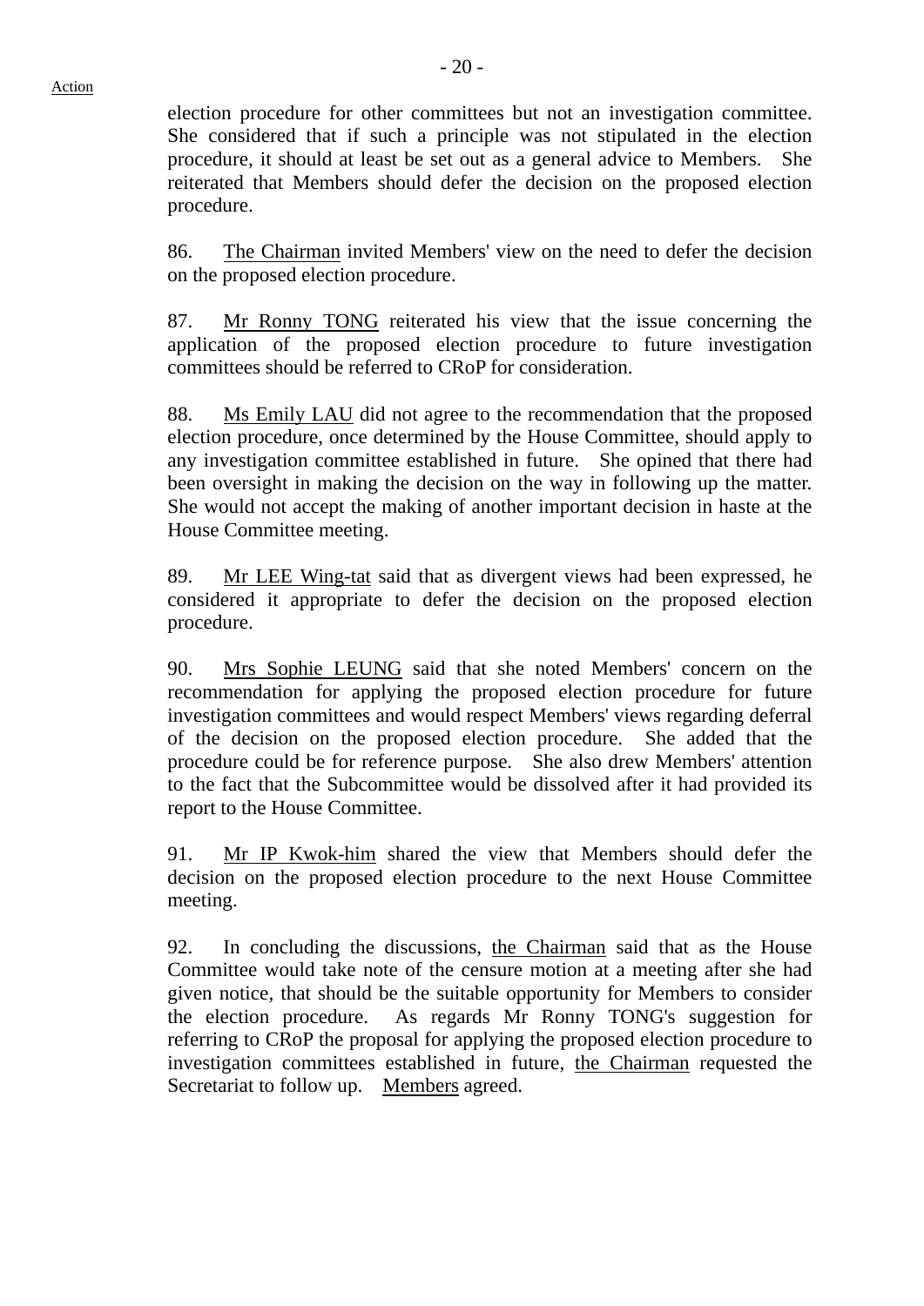election procedure for other committees but not an investigation committee. She considered that if such a principle was not stipulated in the election procedure, it should at least be set out as a general advice to Members. She reiterated that Members should defer the decision on the proposed election procedure.

86. The Chairman invited Members' view on the need to defer the decision on the proposed election procedure.

87. Mr Ronny TONG reiterated his view that the issue concerning the application of the proposed election procedure to future investigation committees should be referred to CRoP for consideration.

88. Ms Emily LAU did not agree to the recommendation that the proposed election procedure, once determined by the House Committee, should apply to any investigation committee established in future. She opined that there had been oversight in making the decision on the way in following up the matter. She would not accept the making of another important decision in haste at the House Committee meeting.

89. Mr LEE Wing-tat said that as divergent views had been expressed, he considered it appropriate to defer the decision on the proposed election procedure.

90. Mrs Sophie LEUNG said that she noted Members' concern on the recommendation for applying the proposed election procedure for future investigation committees and would respect Members' views regarding deferral of the decision on the proposed election procedure. She added that the procedure could be for reference purpose. She also drew Members' attention to the fact that the Subcommittee would be dissolved after it had provided its report to the House Committee.

91. Mr IP Kwok-him shared the view that Members should defer the decision on the proposed election procedure to the next House Committee meeting.

92. In concluding the discussions, the Chairman said that as the House Committee would take note of the censure motion at a meeting after she had given notice, that should be the suitable opportunity for Members to consider the election procedure. As regards Mr Ronny TONG's suggestion for referring to CRoP the proposal for applying the proposed election procedure to investigation committees established in future, the Chairman requested the Secretariat to follow up. Members agreed.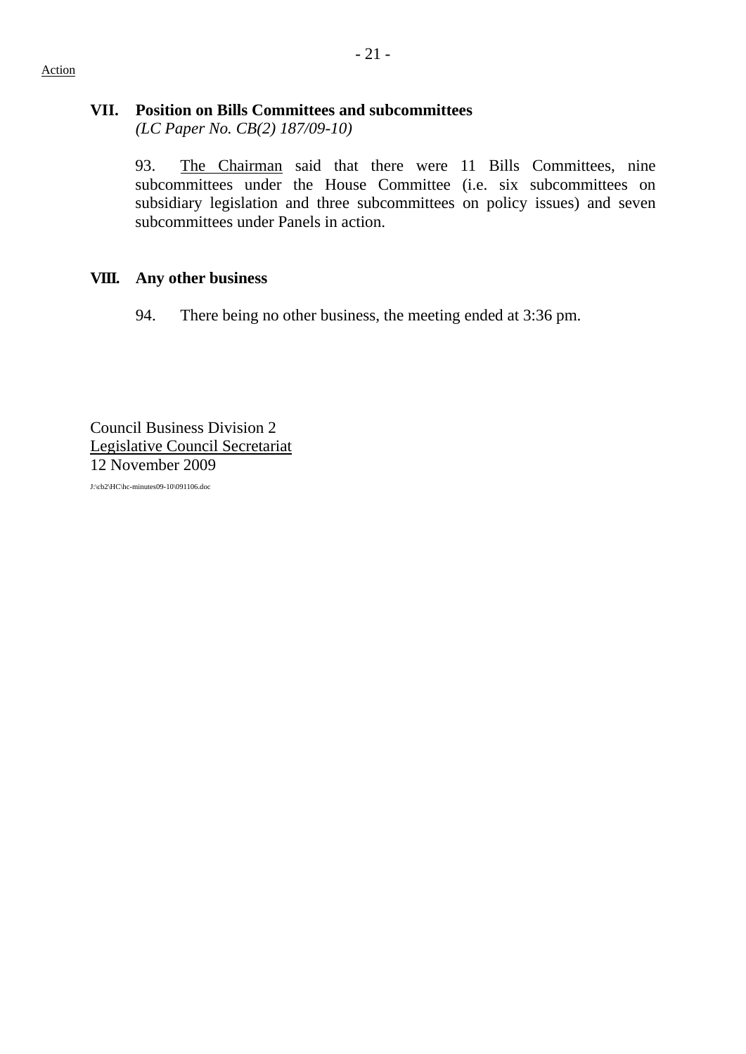Action

## VII. Position on Bills Committees and subcommittees

*(LC Paper No. CB(2) 187/09-10)*

93. The Chairman said that there were 11 Bills Committees, nine subcommittees under the House Committee (i.e. six subcommittees on subsidiary legislation and three subcommittees on policy issues) and seven subcommittees under Panels in action.

## VIII. Any other business

94. There being no other business, the meeting ended at 3:36 pm.

Council Business Division 2
Legislative Council Secretariat
12 November 2009

J:\cb2\HC\hc-minutes09-10\091106.doc